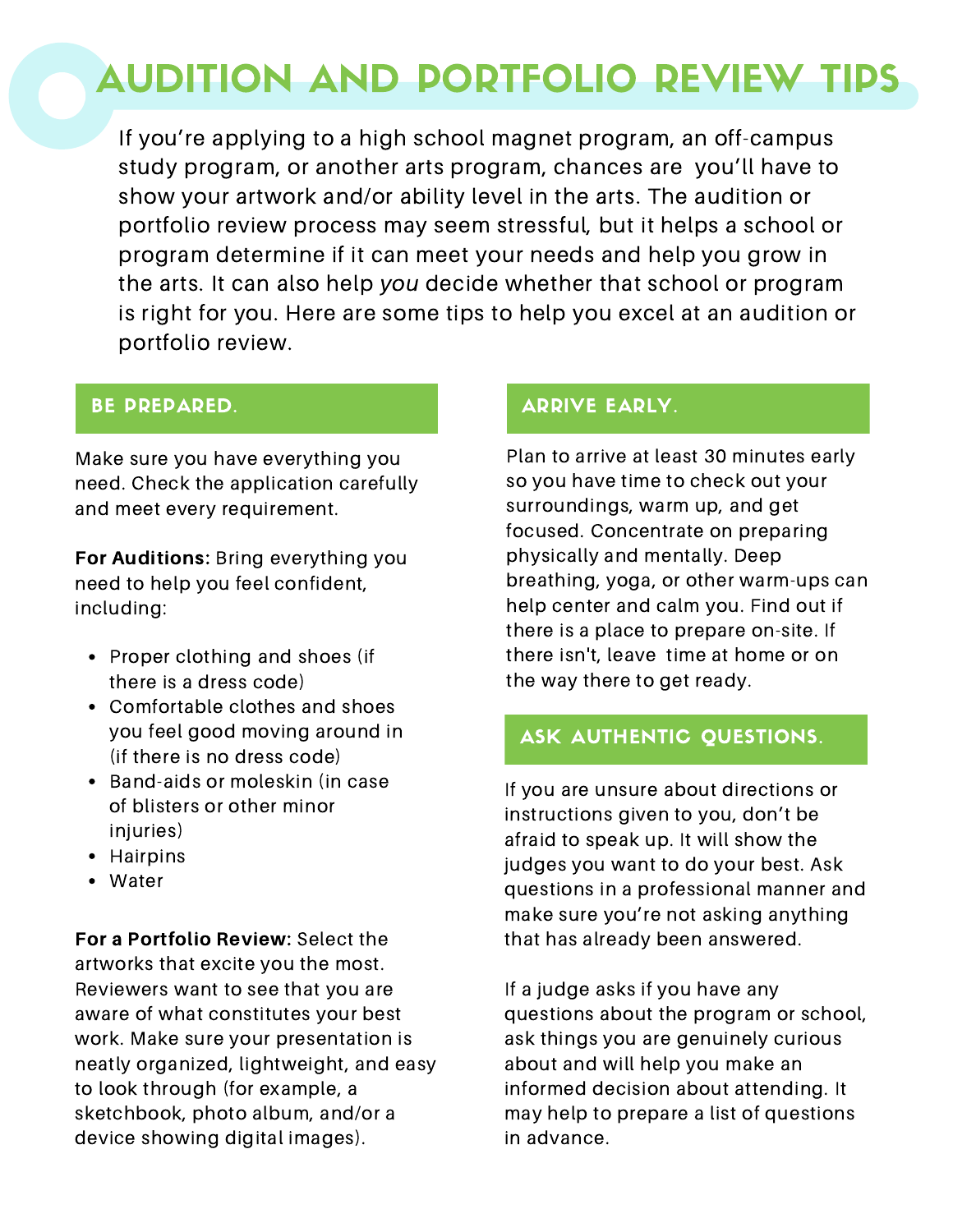# AUDITION AND PORTFOLIO REVIEW TIPS

If you're applying to a high school magnet program, an off-campus study program, or another arts program, chances are you'll have to show your artwork and/or ability level in the arts. The audition or portfolio review process may seem stressful, but it helps a school or program determine if it can meet your needs and help you grow in the arts. It can also help *you* decide whether that school or program is right for you. Here are some tips to help you excel at an audition or portfolio review.

## BE PREPARED.

Make sure you have everything you need. Check the application carefully and meet every requirement.

**For Auditions:** Bring everything you need to help you feel confident, including:

- Proper clothing and shoes (if there is a dress code)
- Comfortable clothes and shoes you feel good moving around in (if there is no dress code)
- Band-aids or moleskin (in case of blisters or other minor injuries)
- Hairpins
- Water

**For a Portfolio Review:** Select the artworks that excite you the most. Reviewers want to see that you are aware of what constitutes your best work. Make sure your presentation is neatly organized, lightweight, and easy to look through (for example, a sketchbook, photo album, and/or a device showing digital images).

## ARRIVE EARLY.

Plan to arrive at least 30 minutes early so you have time to check out your surroundings, warm up, and get focused. Concentrate on preparing physically and mentally. Deep breathing, yoga, or other warm-ups can help center and calm you. Find out if there is a place to prepare on-site. If there isn't, leave time at home or on the way there to get ready.

## ASK AUTHENTIC QUESTIONS.

If you are unsure about directions or instructions given to you, don't be afraid to speak up. It will show the judges you want to do your best. Ask questions in a professional manner and make sure you're not asking anything that has already been answered.

If a judge asks if you have any questions about the program or school, ask things you are genuinely curious about and will help you make an informed decision about attending. It may help to prepare a list of questions in advance.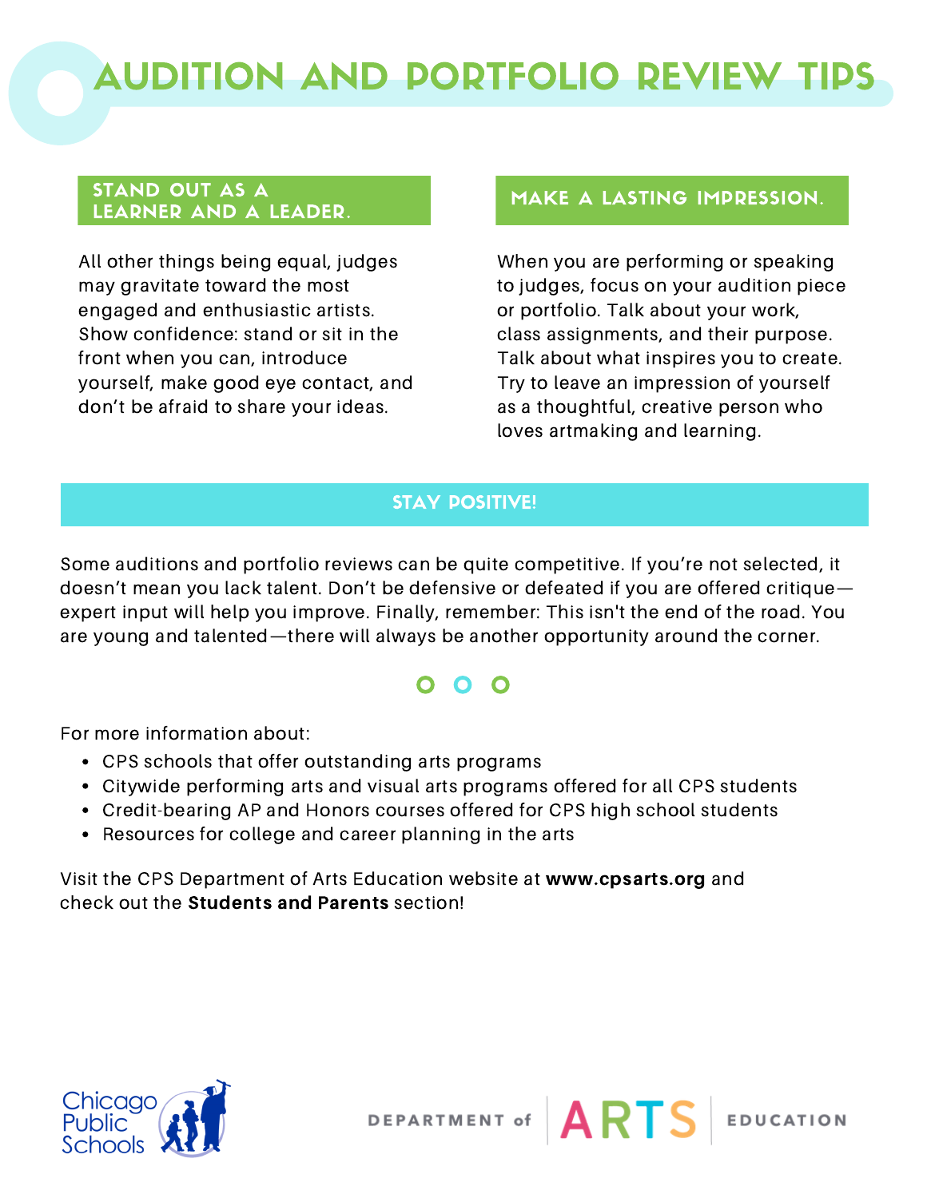# AUDITION AND PORTFOLIO REVIEW TIPS

## STAND OUT AS A LEARNER AND A LEADER.

All other things being equal, judges may gravitate toward the most engaged and enthusiastic artists. Show confidence: stand or sit in the front when you can, introduce yourself, make good eye contact, and don't be afraid to share your ideas.

## MAKE A LASTING IMPRESSION.

When you are performing or speaking to judges, focus on your audition piece or portfolio. Talk about your work, class assignments, and their purpose. Talk about what inspires you to create. Try to leave an impression of yourself as a thoughtful, creative person who loves artmaking and learning.

## STAY POSITIVE!

Some auditions and portfolio reviews can be quite competitive. If you're not selected, it doesn't mean you lack talent. Don't be defensive or defeated if you are offered critique—expert input will help you improve. Finally, remember: This isn't the end of the road. You are young and talented—there will always be another opportunity around the corner.

For more information about:

- CPS schools that offer outstanding arts programs
- Citywide performing arts and visual arts programs offered for all CPS students
- Credit-bearing AP and Honors courses offered for CPS high school students
- Resources for college and career planning in the arts

Visit the CPS Department of Arts Education website at **www.cpsarts.org** and check out the **Students and Parents** section!

Chicago Public Schools

DEPARTMENT of ARTS EDUCATION